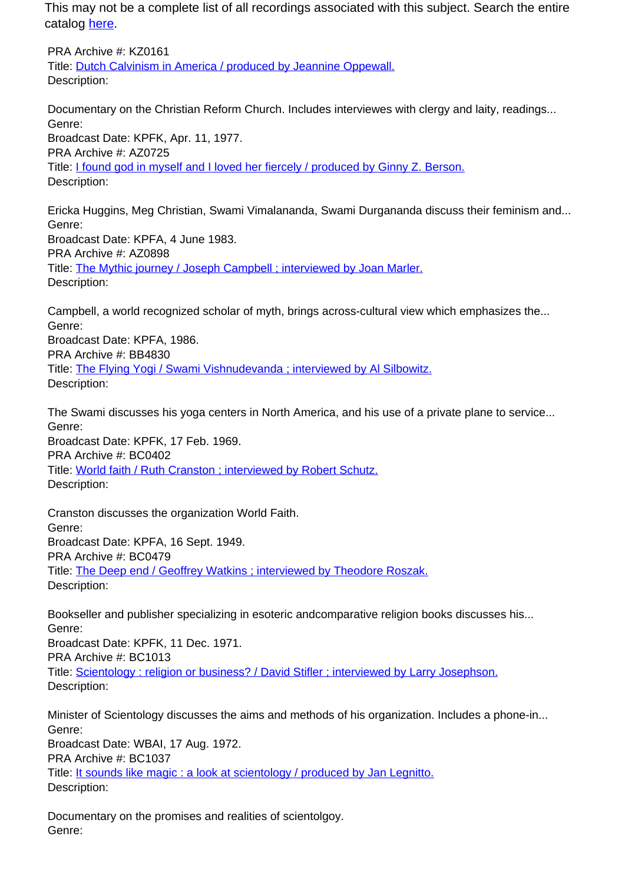This may not be a complete list of all recordings associated with this subject. Search the entire catalog here.

PRA Archive #: KZ0161
Title: Dutch Calvinism in America / produced by Jeannine Oppewall.
Description:

Documentary on the Christian Reform Church. Includes interviewes with clergy and laity, readings...
Genre:
Broadcast Date: KPFK, Apr. 11, 1977.
PRA Archive #: AZ0725
Title: I found god in myself and I loved her fiercely / produced by Ginny Z. Berson.
Description:

Ericka Huggins, Meg Christian, Swami Vimalananda, Swami Durgananda discuss their feminism and...
Genre:
Broadcast Date: KPFA, 4 June 1983.
PRA Archive #: AZ0898
Title: The Mythic journey / Joseph Campbell ; interviewed by Joan Marler.
Description:

Campbell, a world recognized scholar of myth, brings across-cultural view which emphasizes the...
Genre:
Broadcast Date: KPFA, 1986.
PRA Archive #: BB4830
Title: The Flying Yogi / Swami Vishnudevanda ; interviewed by Al Silbowitz.
Description:

The Swami discusses his yoga centers in North America, and his use of a private plane to service...
Genre:
Broadcast Date: KPFK, 17 Feb. 1969.
PRA Archive #: BC0402
Title: World faith / Ruth Cranston ; interviewed by Robert Schutz.
Description:

Cranston discusses the organization World Faith.
Genre:
Broadcast Date: KPFA, 16 Sept. 1949.
PRA Archive #: BC0479
Title: The Deep end / Geoffrey Watkins ; interviewed by Theodore Roszak.
Description:

Bookseller and publisher specializing in esoteric andcomparative religion books discusses his...
Genre:
Broadcast Date: KPFK, 11 Dec. 1971.
PRA Archive #: BC1013
Title: Scientology : religion or business? / David Stifler ; interviewed by Larry Josephson.
Description:

Minister of Scientology discusses the aims and methods of his organization. Includes a phone-in...
Genre:
Broadcast Date: WBAI, 17 Aug. 1972.
PRA Archive #: BC1037
Title: It sounds like magic : a look at scientology / produced by Jan Legnitto.
Description:

Documentary on the promises and realities of scientolgoy.
Genre: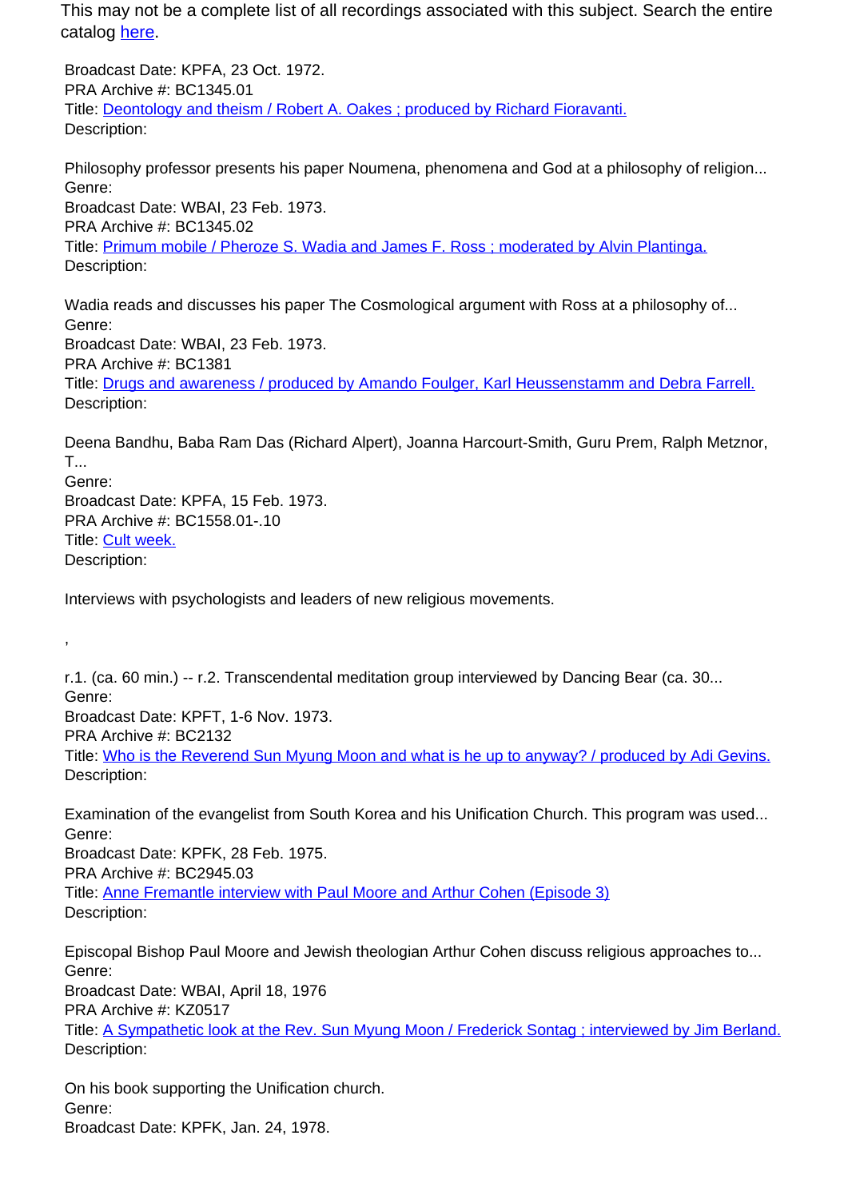This may not be a complete list of all recordings associated with this subject. Search the entire catalog [here](#).

Broadcast Date: KPFA, 23 Oct. 1972.
PRA Archive #: BC1345.01
Title: [Deontology and theism / Robert A. Oakes ; produced by Richard Fioravanti.](#)
Description:

Philosophy professor presents his paper Noumena, phenomena and God at a philosophy of religion...
Genre:
Broadcast Date: WBAI, 23 Feb. 1973.
PRA Archive #: BC1345.02
Title: [Primum mobile / Pheroze S. Wadia and James F. Ross ; moderated by Alvin Plantinga.](#)
Description:

Wadia reads and discusses his paper The Cosmological argument with Ross at a philosophy of...
Genre:
Broadcast Date: WBAI, 23 Feb. 1973.
PRA Archive #: BC1381
Title: [Drugs and awareness / produced by Amando Foulger, Karl Heussenstamm and Debra Farrell.](#)
Description:

Deena Bandhu, Baba Ram Das (Richard Alpert), Joanna Harcourt-Smith, Guru Prem, Ralph Metznor, T...
Genre:
Broadcast Date: KPFA, 15 Feb. 1973.
PRA Archive #: BC1558.01-.10
Title: [Cult week.](#)
Description:

Interviews with psychologists and leaders of new religious movements.

,

r.1. (ca. 60 min.) -- r.2. Transcendental meditation group interviewed by Dancing Bear (ca. 30...
Genre:
Broadcast Date: KPFT, 1-6 Nov. 1973.
PRA Archive #: BC2132
Title: [Who is the Reverend Sun Myung Moon and what is he up to anyway? / produced by Adi Gevins.](#)
Description:

Examination of the evangelist from South Korea and his Unification Church. This program was used...
Genre:
Broadcast Date: KPFK, 28 Feb. 1975.
PRA Archive #: BC2945.03
Title: [Anne Fremantle interview with Paul Moore and Arthur Cohen (Episode 3)](#)
Description:

Episcopal Bishop Paul Moore and Jewish theologian Arthur Cohen discuss religious approaches to...
Genre:
Broadcast Date: WBAI, April 18, 1976
PRA Archive #: KZ0517
Title: [A Sympathetic look at the Rev. Sun Myung Moon / Frederick Sontag ; interviewed by Jim Berland.](#)
Description:

On his book supporting the Unification church.
Genre:
Broadcast Date: KPFK, Jan. 24, 1978.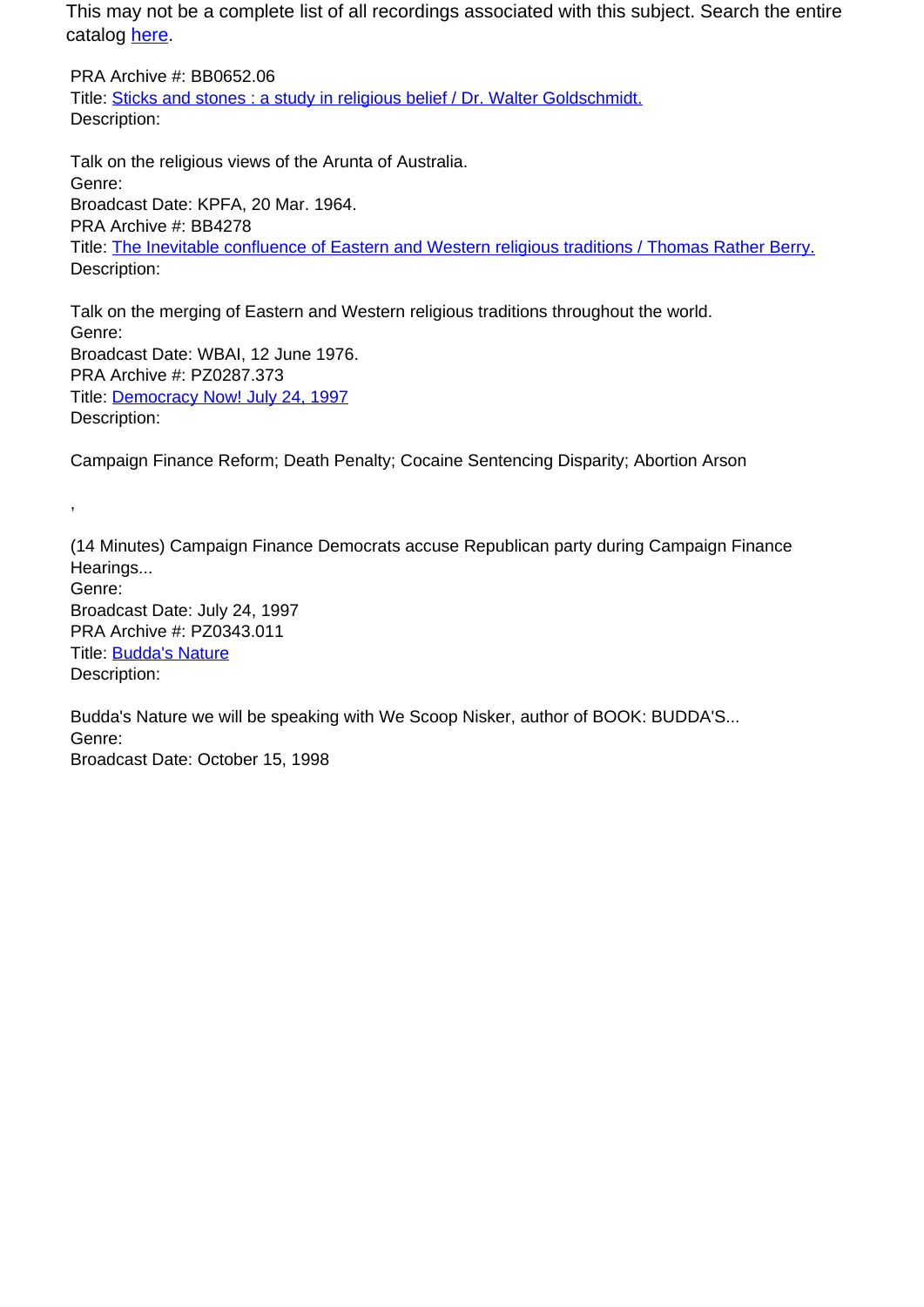This may not be a complete list of all recordings associated with this subject. Search the entire catalog here.

PRA Archive #: BB0652.06
Title: Sticks and stones : a study in religious belief / Dr. Walter Goldschmidt.
Description:

Talk on the religious views of the Arunta of Australia.
Genre:
Broadcast Date: KPFA, 20 Mar. 1964.

PRA Archive #: BB4278
Title: The Inevitable confluence of Eastern and Western religious traditions / Thomas Rather Berry.
Description:

Talk on the merging of Eastern and Western religious traditions throughout the world.
Genre:
Broadcast Date: WBAI, 12 June 1976.

PRA Archive #: PZ0287.373
Title: Democracy Now! July 24, 1997
Description:

Campaign Finance Reform; Death Penalty; Cocaine Sentencing Disparity; Abortion Arson

,

(14 Minutes) Campaign Finance Democrats accuse Republican party during Campaign Finance Hearings...
Genre:
Broadcast Date: July 24, 1997

PRA Archive #: PZ0343.011
Title: Budda's Nature
Description:

Budda's Nature we will be speaking with We Scoop Nisker, author of BOOK: BUDDA'S...
Genre:
Broadcast Date: October 15, 1998